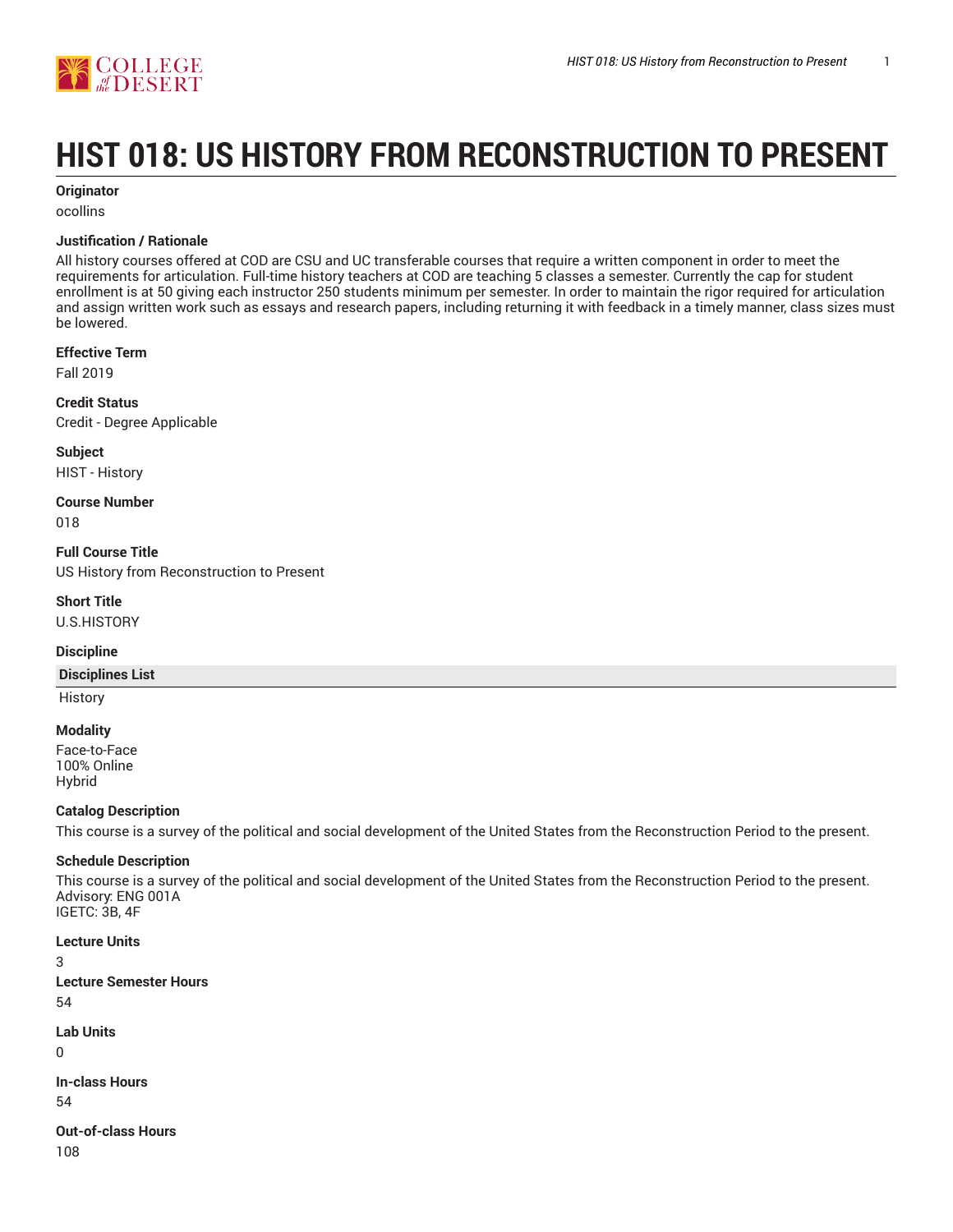# HIST 018: US HISTORY FROM RECONSTRUCTION TO PRESENT

**Originator**
ocollins

**Justification / Rationale**
All history courses offered at COD are CSU and UC transferable courses that require a written component in order to meet the requirements for articulation. Full-time history teachers at COD are teaching 5 classes a semester. Currently the cap for student enrollment is at 50 giving each instructor 250 students minimum per semester. In order to maintain the rigor required for articulation and assign written work such as essays and research papers, including returning it with feedback in a timely manner, class sizes must be lowered.

**Effective Term**
Fall 2019

**Credit Status**
Credit - Degree Applicable

**Subject**
HIST - History

**Course Number**
018

**Full Course Title**
US History from Reconstruction to Present

**Short Title**
U.S.HISTORY

**Discipline**

| Disciplines List |
| --- |
| History |

**Modality**
Face-to-Face
100% Online
Hybrid

**Catalog Description**
This course is a survey of the political and social development of the United States from the Reconstruction Period to the present.

**Schedule Description**
This course is a survey of the political and social development of the United States from the Reconstruction Period to the present.
Advisory: ENG 001A
IGETC: 3B, 4F

**Lecture Units**
3

**Lecture Semester Hours**
54

**Lab Units**
0

**In-class Hours**
54

**Out-of-class Hours**
108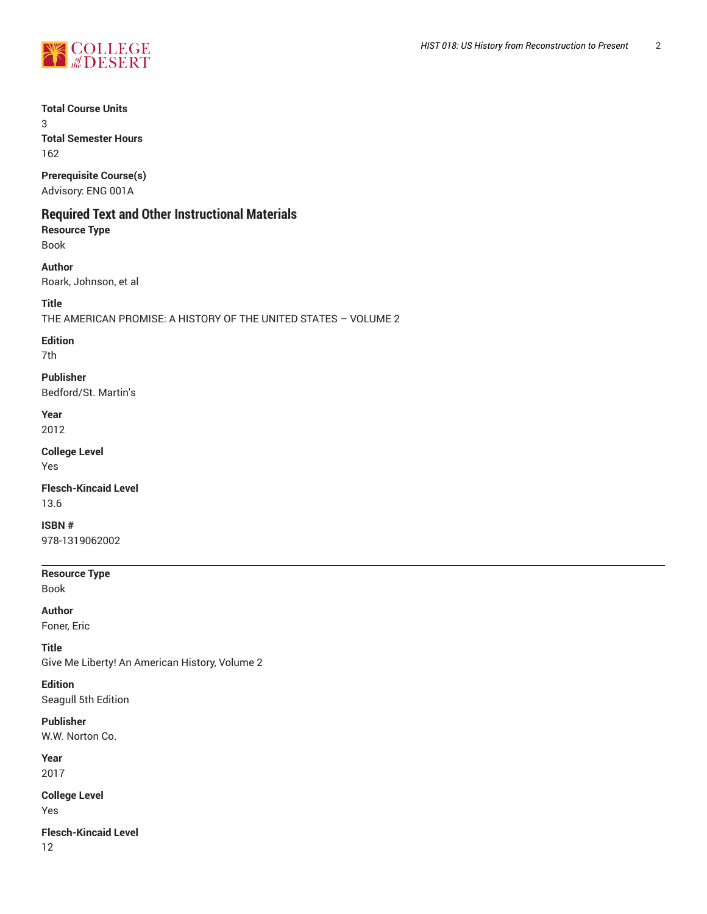**Total Course Units**
3
**Total Semester Hours**
162

**Prerequisite Course(s)**
Advisory: ENG 001A

## Required Text and Other Instructional Materials

**Resource Type**
Book

**Author**
Roark, Johnson, et al

**Title**
THE AMERICAN PROMISE: A HISTORY OF THE UNITED STATES – VOLUME 2

**Edition**
7th

**Publisher**
Bedford/St. Martin's

**Year**
2012

**College Level**
Yes

**Flesch-Kincaid Level**
13.6

**ISBN #**
978-1319062002

---

**Resource Type**
Book

**Author**
Foner, Eric

**Title**
Give Me Liberty! An American History, Volume 2

**Edition**
Seagull 5th Edition

**Publisher**
W.W. Norton Co.

**Year**
2017

**College Level**
Yes

**Flesch-Kincaid Level**
12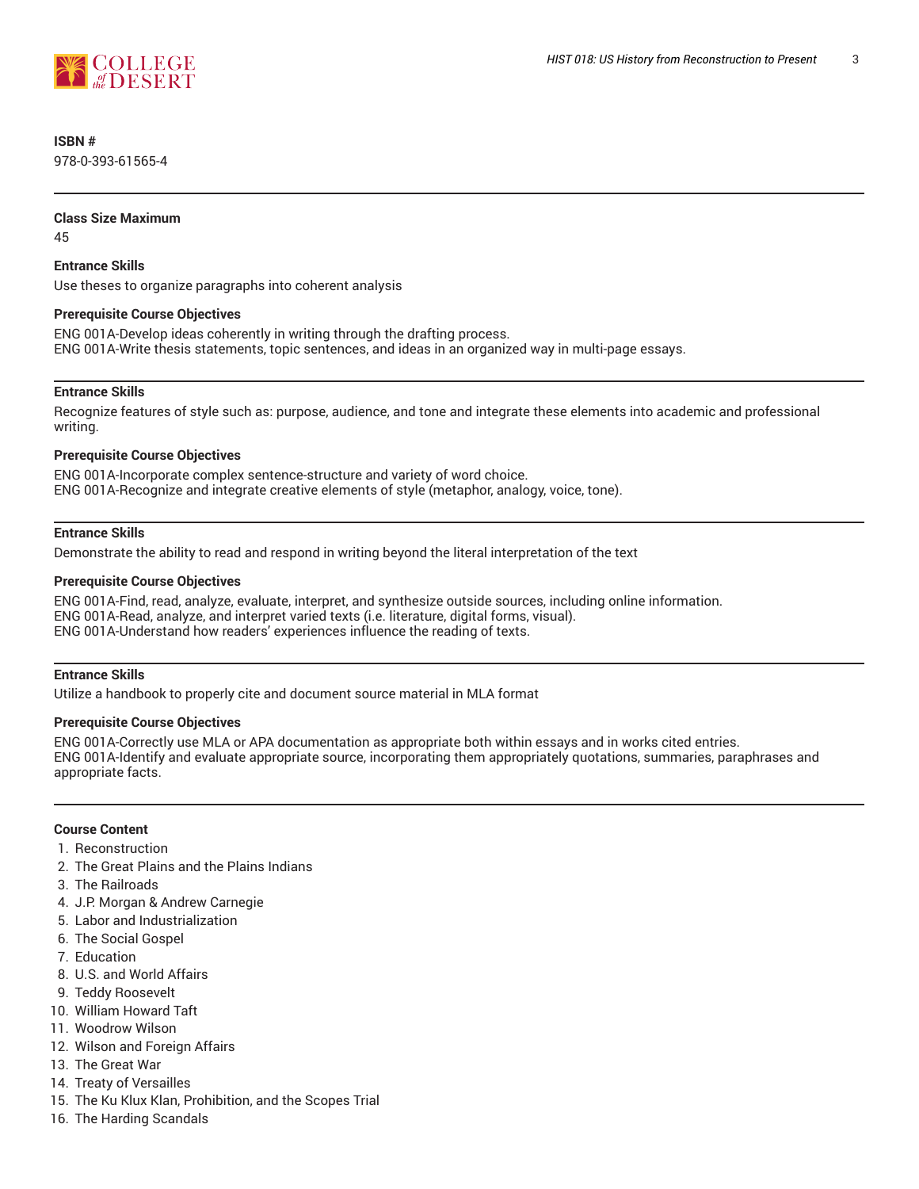**ISBN #**

978-0-393-61565-4

---

**Class Size Maximum**

45

**Entrance Skills**

Use theses to organize paragraphs into coherent analysis

**Prerequisite Course Objectives**

ENG 001A-Develop ideas coherently in writing through the drafting process.
ENG 001A-Write thesis statements, topic sentences, and ideas in an organized way in multi-page essays.

---

**Entrance Skills**

Recognize features of style such as: purpose, audience, and tone and integrate these elements into academic and professional writing.

**Prerequisite Course Objectives**

ENG 001A-Incorporate complex sentence-structure and variety of word choice.
ENG 001A-Recognize and integrate creative elements of style (metaphor, analogy, voice, tone).

---

**Entrance Skills**

Demonstrate the ability to read and respond in writing beyond the literal interpretation of the text

**Prerequisite Course Objectives**

ENG 001A-Find, read, analyze, evaluate, interpret, and synthesize outside sources, including online information.
ENG 001A-Read, analyze, and interpret varied texts (i.e. literature, digital forms, visual).
ENG 001A-Understand how readers' experiences influence the reading of texts.

---

**Entrance Skills**

Utilize a handbook to properly cite and document source material in MLA format

**Prerequisite Course Objectives**

ENG 001A-Correctly use MLA or APA documentation as appropriate both within essays and in works cited entries.
ENG 001A-Identify and evaluate appropriate source, incorporating them appropriately quotations, summaries, paraphrases and appropriate facts.

---

**Course Content**

1. Reconstruction
2. The Great Plains and the Plains Indians
3. The Railroads
4. J.P. Morgan & Andrew Carnegie
5. Labor and Industrialization
6. The Social Gospel
7. Education
8. U.S. and World Affairs
9. Teddy Roosevelt
10. William Howard Taft
11. Woodrow Wilson
12. Wilson and Foreign Affairs
13. The Great War
14. Treaty of Versailles
15. The Ku Klux Klan, Prohibition, and the Scopes Trial
16. The Harding Scandals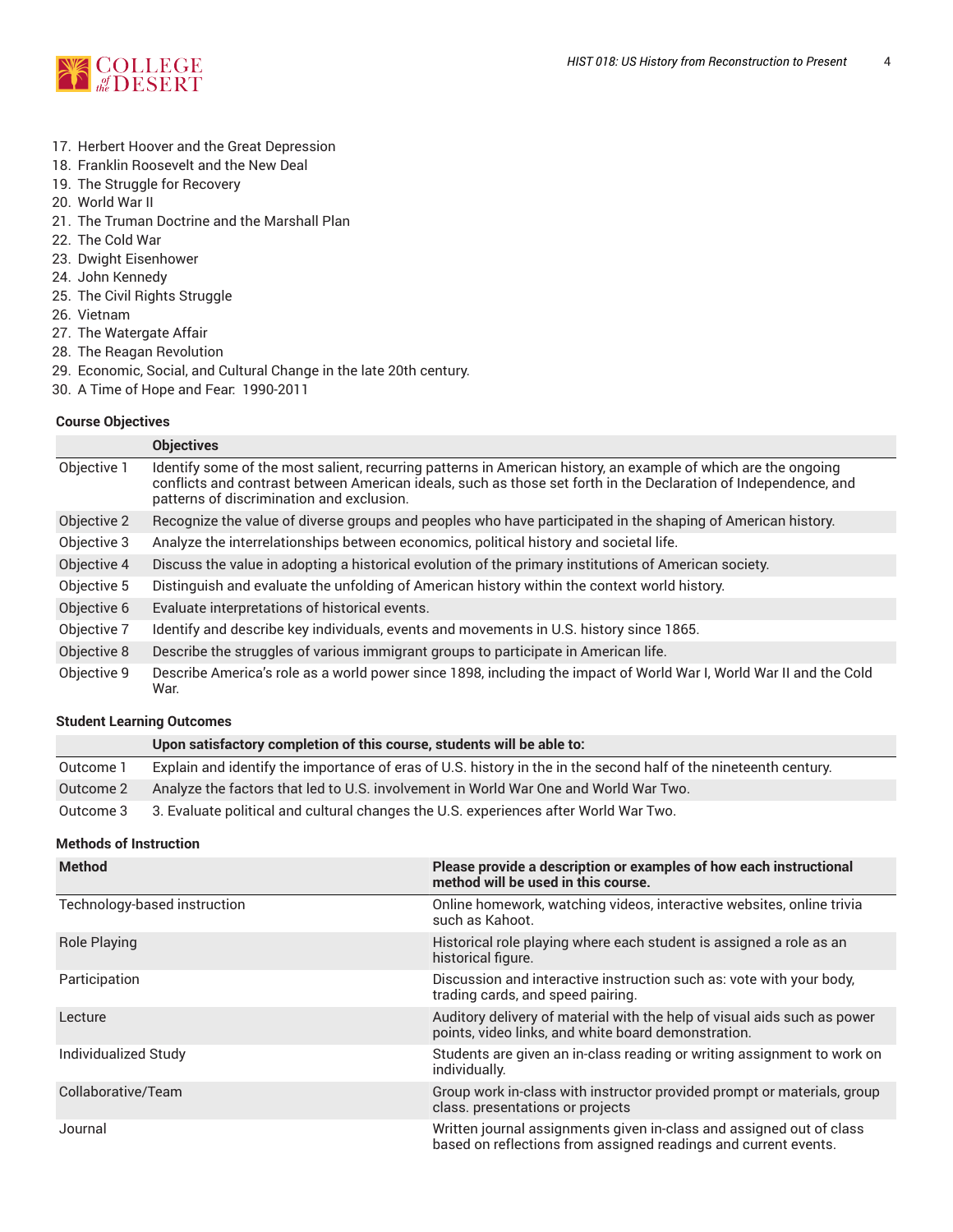17. Herbert Hoover and the Great Depression
18. Franklin Roosevelt and the New Deal
19. The Struggle for Recovery
20. World War II
21. The Truman Doctrine and the Marshall Plan
22. The Cold War
23. Dwight Eisenhower
24. John Kennedy
25. The Civil Rights Struggle
26. Vietnam
27. The Watergate Affair
28. The Reagan Revolution
29. Economic, Social, and Cultural Change in the late 20th century.
30. A Time of Hope and Fear: 1990-2011

### Course Objectives

| | Objectives |
|---|---|
| Objective 1 | Identify some of the most salient, recurring patterns in American history, an example of which are the ongoing conflicts and contrast between American ideals, such as those set forth in the Declaration of Independence, and patterns of discrimination and exclusion. |
| Objective 2 | Recognize the value of diverse groups and peoples who have participated in the shaping of American history. |
| Objective 3 | Analyze the interrelationships between economics, political history and societal life. |
| Objective 4 | Discuss the value in adopting a historical evolution of the primary institutions of American society. |
| Objective 5 | Distinguish and evaluate the unfolding of American history within the context world history. |
| Objective 6 | Evaluate interpretations of historical events. |
| Objective 7 | Identify and describe key individuals, events and movements in U.S. history since 1865. |
| Objective 8 | Describe the struggles of various immigrant groups to participate in American life. |
| Objective 9 | Describe America's role as a world power since 1898, including the impact of World War I, World War II and the Cold War. |

### Student Learning Outcomes

| | Upon satisfactory completion of this course, students will be able to: |
|---|---|
| Outcome 1 | Explain and identify the importance of eras of U.S. history in the in the second half of the nineteenth century. |
| Outcome 2 | Analyze the factors that led to U.S. involvement in World War One and World War Two. |
| Outcome 3 | 3. Evaluate political and cultural changes the U.S. experiences after World War Two. |

### Methods of Instruction

| Method | Please provide a description or examples of how each instructional method will be used in this course. |
|---|---|
| Technology-based instruction | Online homework, watching videos, interactive websites, online trivia such as Kahoot. |
| Role Playing | Historical role playing where each student is assigned a role as an historical figure. |
| Participation | Discussion and interactive instruction such as: vote with your body, trading cards, and speed pairing. |
| Lecture | Auditory delivery of material with the help of visual aids such as power points, video links, and white board demonstration. |
| Individualized Study | Students are given an in-class reading or writing assignment to work on individually. |
| Collaborative/Team | Group work in-class with instructor provided prompt or materials, group class. presentations or projects |
| Journal | Written journal assignments given in-class and assigned out of class based on reflections from assigned readings and current events. |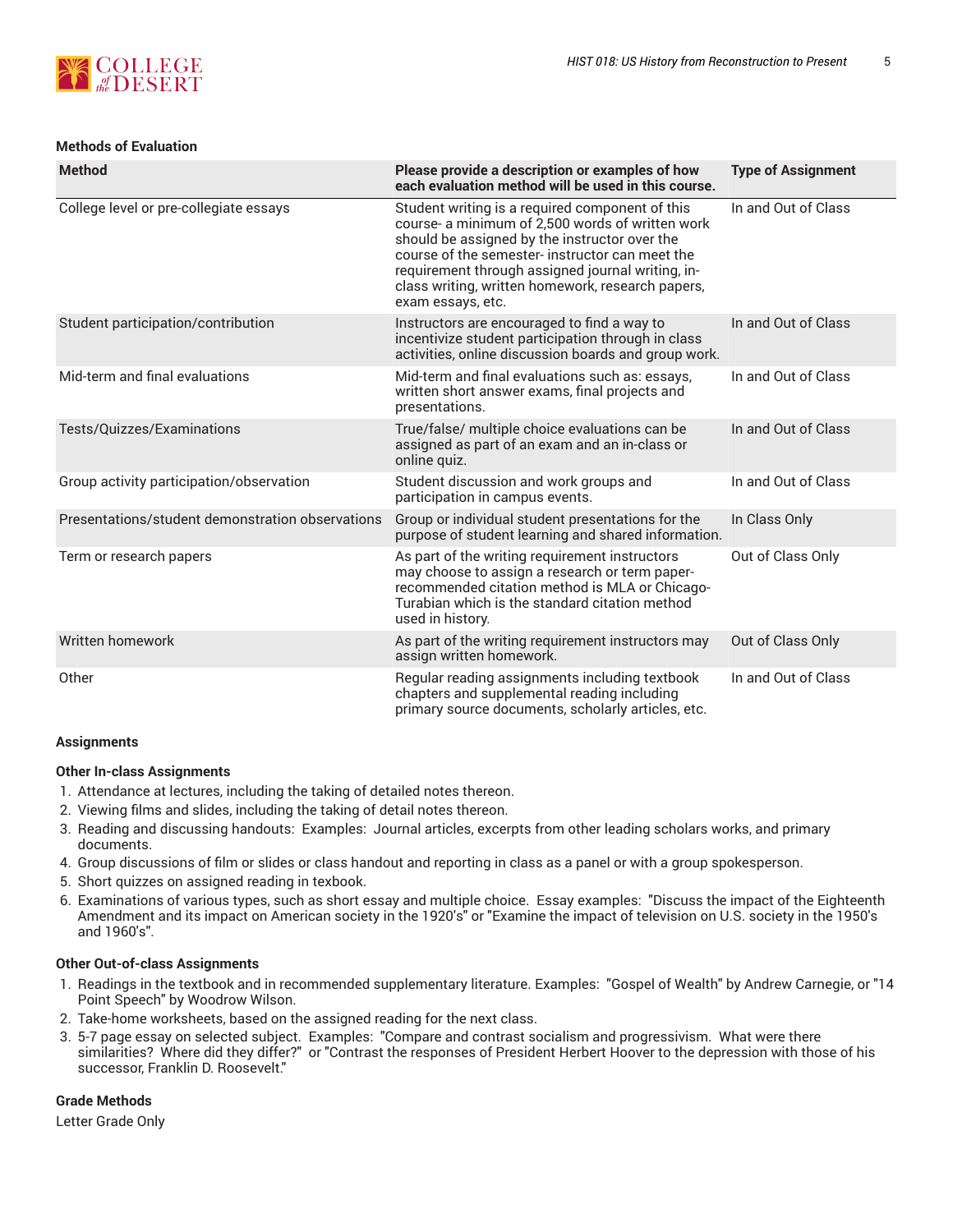#### Methods of Evaluation

| Method | Please provide a description or examples of how each evaluation method will be used in this course. | Type of Assignment |
| --- | --- | --- |
| College level or pre-collegiate essays | Student writing is a required component of this course- a minimum of 2,500 words of written work should be assigned by the instructor over the course of the semester- instructor can meet the requirement through assigned journal writing, in-class writing, written homework, research papers, exam essays, etc. | In and Out of Class |
| Student participation/contribution | Instructors are encouraged to find a way to incentivize student participation through in class activities, online discussion boards and group work. | In and Out of Class |
| Mid-term and final evaluations | Mid-term and final evaluations such as: essays, written short answer exams, final projects and presentations. | In and Out of Class |
| Tests/Quizzes/Examinations | True/false/ multiple choice evaluations can be assigned as part of an exam and an in-class or online quiz. | In and Out of Class |
| Group activity participation/observation | Student discussion and work groups and participation in campus events. | In and Out of Class |
| Presentations/student demonstration observations | Group or individual student presentations for the purpose of student learning and shared information. | In Class Only |
| Term or research papers | As part of the writing requirement instructors may choose to assign a research or term paper- recommended citation method is MLA or Chicago-Turabian which is the standard citation method used in history. | Out of Class Only |
| Written homework | As part of the writing requirement instructors may assign written homework. | Out of Class Only |
| Other | Regular reading assignments including textbook chapters and supplemental reading including primary source documents, scholarly articles, etc. | In and Out of Class |

#### Assignments

**Other In-class Assignments**

1. Attendance at lectures, including the taking of detailed notes thereon.
2. Viewing films and slides, including the taking of detail notes thereon.
3. Reading and discussing handouts: Examples: Journal articles, excerpts from other leading scholars works, and primary documents.
4. Group discussions of film or slides or class handout and reporting in class as a panel or with a group spokesperson.
5. Short quizzes on assigned reading in texbook.
6. Examinations of various types, such as short essay and multiple choice. Essay examples: "Discuss the impact of the Eighteenth Amendment and its impact on American society in the 1920's" or "Examine the impact of television on U.S. society in the 1950's and 1960's".

**Other Out-of-class Assignments**

1. Readings in the textbook and in recommended supplementary literature. Examples: "Gospel of Wealth" by Andrew Carnegie, or "14 Point Speech" by Woodrow Wilson.
2. Take-home worksheets, based on the assigned reading for the next class.
3. 5-7 page essay on selected subject. Examples: "Compare and contrast socialism and progressivism. What were there similarities? Where did they differ?" or "Contrast the responses of President Herbert Hoover to the depression with those of his successor, Franklin D. Roosevelt."

#### Grade Methods

Letter Grade Only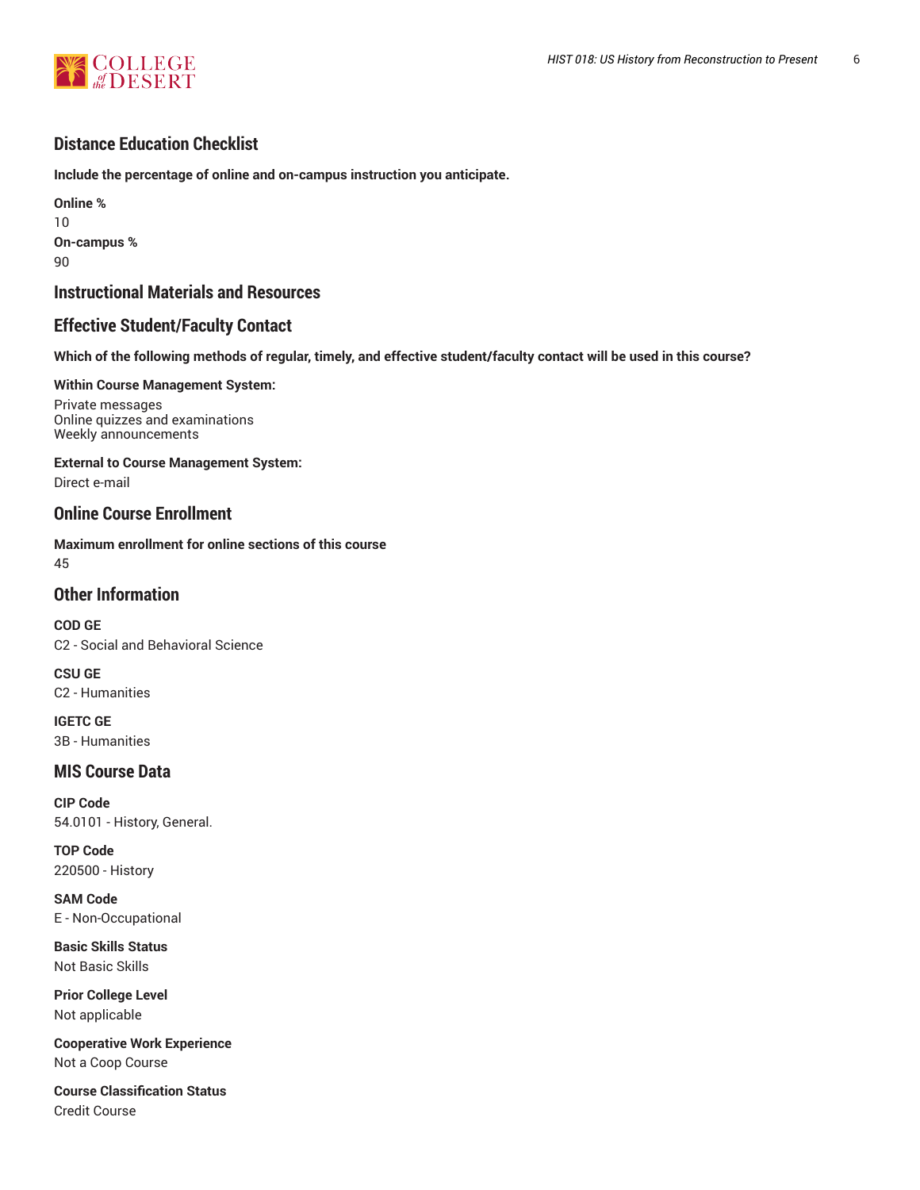## Distance Education Checklist

**Include the percentage of online and on-campus instruction you anticipate.**

**Online %**
10

**On-campus %**
90

## Instructional Materials and Resources

## Effective Student/Faculty Contact

**Which of the following methods of regular, timely, and effective student/faculty contact will be used in this course?**

**Within Course Management System:**
Private messages
Online quizzes and examinations
Weekly announcements

**External to Course Management System:**
Direct e-mail

## Online Course Enrollment

**Maximum enrollment for online sections of this course**
45

## Other Information

**COD GE**
C2 - Social and Behavioral Science

**CSU GE**
C2 - Humanities

**IGETC GE**
3B - Humanities

## MIS Course Data

**CIP Code**
54.0101 - History, General.

**TOP Code**
220500 - History

**SAM Code**
E - Non-Occupational

**Basic Skills Status**
Not Basic Skills

**Prior College Level**
Not applicable

**Cooperative Work Experience**
Not a Coop Course

**Course Classification Status**
Credit Course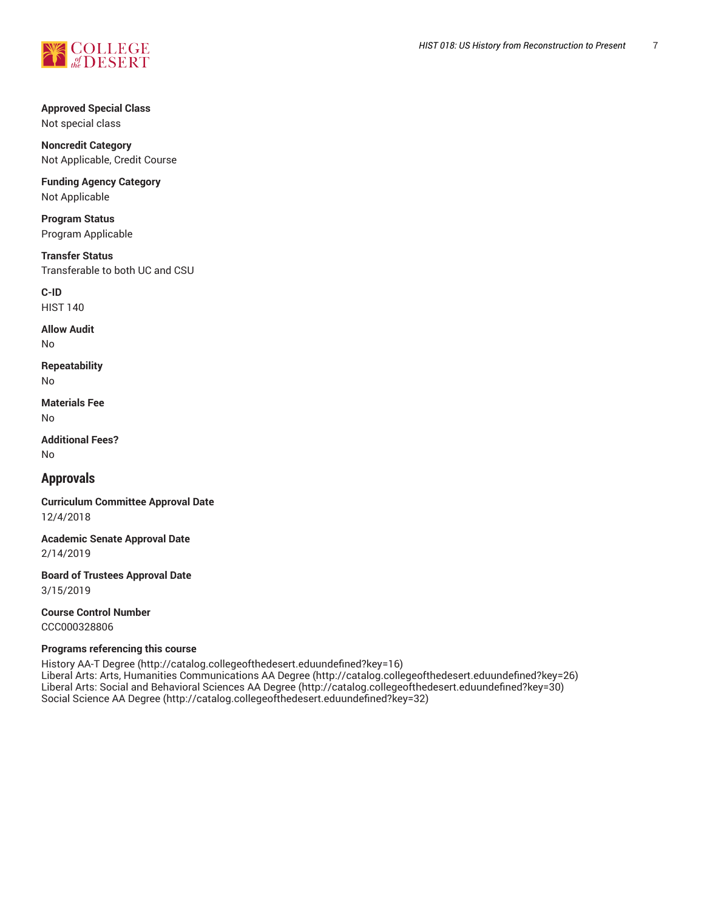**Approved Special Class**
Not special class

**Noncredit Category**
Not Applicable, Credit Course

**Funding Agency Category**
Not Applicable

**Program Status**
Program Applicable

**Transfer Status**
Transferable to both UC and CSU

**C-ID**
HIST 140

**Allow Audit**
No

**Repeatability**
No

**Materials Fee**
No

**Additional Fees?**
No

## Approvals

**Curriculum Committee Approval Date**
12/4/2018

**Academic Senate Approval Date**
2/14/2019

**Board of Trustees Approval Date**
3/15/2019

**Course Control Number**
CCC000328806

**Programs referencing this course**
History AA-T Degree (http://catalog.collegeofthedesert.eduundefined?key=16)
Liberal Arts: Arts, Humanities Communications AA Degree (http://catalog.collegeofthedesert.eduundefined?key=26)
Liberal Arts: Social and Behavioral Sciences AA Degree (http://catalog.collegeofthedesert.eduundefined?key=30)
Social Science AA Degree (http://catalog.collegeofthedesert.eduundefined?key=32)